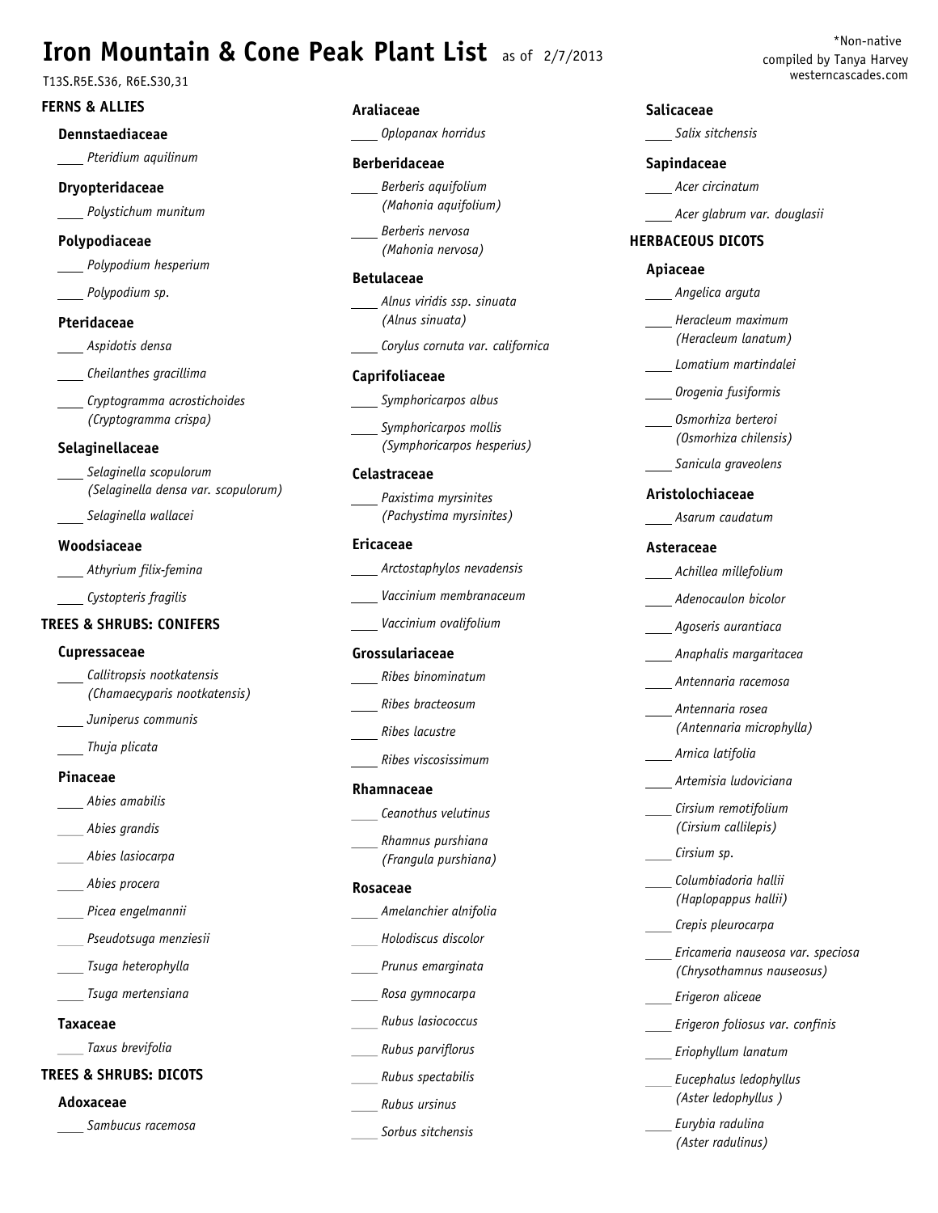# Iron Mountain & Cone Peak Plant List as of 2/7/2013

T13S.R5E.S36, R6E.S30,31

*Non-native
compiled by Tanya Harvey
westerncascades.com

## FERNS & ALLIES

### Dennstaediaceae

____ *Pteridium aquilinum*

### Dryopteridaceae

____ *Polystichum munitum*

### Polypodiaceae

____ *Polypodium hesperium*

____ *Polypodium sp.*

### Pteridaceae

____ *Aspidotis densa*

____ *Cheilanthes gracillima*

____ *Cryptogramma acrostichoides* *(Cryptogramma crispa)*

### Selaginellaceae

____ *Selaginella scopulorum* *(Selaginella densa var. scopulorum)*

____ *Selaginella wallacei*

### Woodsiaceae

____ *Athyrium filix-femina*

____ *Cystopteris fragilis*

## TREES & SHRUBS: CONIFERS

### Cupressaceae

____ *Callitropsis nootkatensis* *(Chamaecyparis nootkatensis)*

____ *Juniperus communis*

____ *Thuja plicata*

### Pinaceae

____ *Abies amabilis*

____ *Abies grandis*

____ *Abies lasiocarpa*

____ *Abies procera*

____ *Picea engelmannii*

____ *Pseudotsuga menziesii*

____ *Tsuga heterophylla*

____ *Tsuga mertensiana*

### Taxaceae

____ *Taxus brevifolia*

## TREES & SHRUBS: DICOTS

### Adoxaceae

____ *Sambucus racemosa*

### Araliaceae

____ *Oplopanax horridus*

### Berberidaceae

____ *Berberis aquifolium* *(Mahonia aquifolium)*

____ *Berberis nervosa* *(Mahonia nervosa)*

### Betulaceae

____ *Alnus viridis ssp. sinuata* *(Alnus sinuata)*

____ *Corylus cornuta var. californica*

### Caprifoliaceae

____ *Symphoricarpos albus*

____ *Symphoricarpos mollis* *(Symphoricarpos hesperius)*

### Celastraceae

____ *Paxistima myrsinites* *(Pachystima myrsinites)*

### Ericaceae

____ *Arctostaphylos nevadensis*

____ *Vaccinium membranaceum*

____ *Vaccinium ovalifolium*

### Grossulariaceae

____ *Ribes binominatum*

____ *Ribes bracteosum*

____ *Ribes lacustre*

____ *Ribes viscosissimum*

### Rhamnaceae

____ *Ceanothus velutinus*

____ *Rhamnus purshiana* *(Frangula purshiana)*

### Rosaceae

____ *Amelanchier alnifolia*

____ *Holodiscus discolor*

____ *Prunus emarginata*

____ *Rosa gymnocarpa*

____ *Rubus lasiococcus*

____ *Rubus parviflorus*

____ *Rubus spectabilis*

____ *Rubus ursinus*

____ *Sorbus sitchensis*

### Salicaceae

____ *Salix sitchensis*

### Sapindaceae

____ *Acer circinatum*

____ *Acer glabrum var. douglasii*

## HERBACEOUS DICOTS

### Apiaceae

____ *Angelica arguta*

____ *Heracleum maximum* *(Heracleum lanatum)*

____ *Lomatium martindalei*

____ *Orogenia fusiformis*

____ *Osmorhiza berteroi* *(Osmorhiza chilensis)*

____ *Sanicula graveolens*

### Aristolochiaceae

____ *Asarum caudatum*

### Asteraceae

____ *Achillea millefolium*

____ *Adenocaulon bicolor*

____ *Agoseris aurantiaca*

____ *Anaphalis margaritacea*

____ *Antennaria racemosa*

____ *Antennaria rosea* *(Antennaria microphylla)*

____ *Arnica latifolia*

____ *Artemisia ludoviciana*

____ *Cirsium remotifolium* *(Cirsium callilepis)*

____ *Cirsium sp.*

____ *Columbiadoria hallii* *(Haplopappus hallii)*

____ *Crepis pleurocarpa*

____ *Ericameria nauseosa var. speciosa* *(Chrysothamnus nauseosus)*

____ *Erigeron aliceae*

____ *Erigeron foliosus var. confinis*

____ *Eriophyllum lanatum*

____ *Eucephalus ledophyllus* *(Aster ledophyllus )*

____ *Eurybia radulina* *(Aster radulinus)*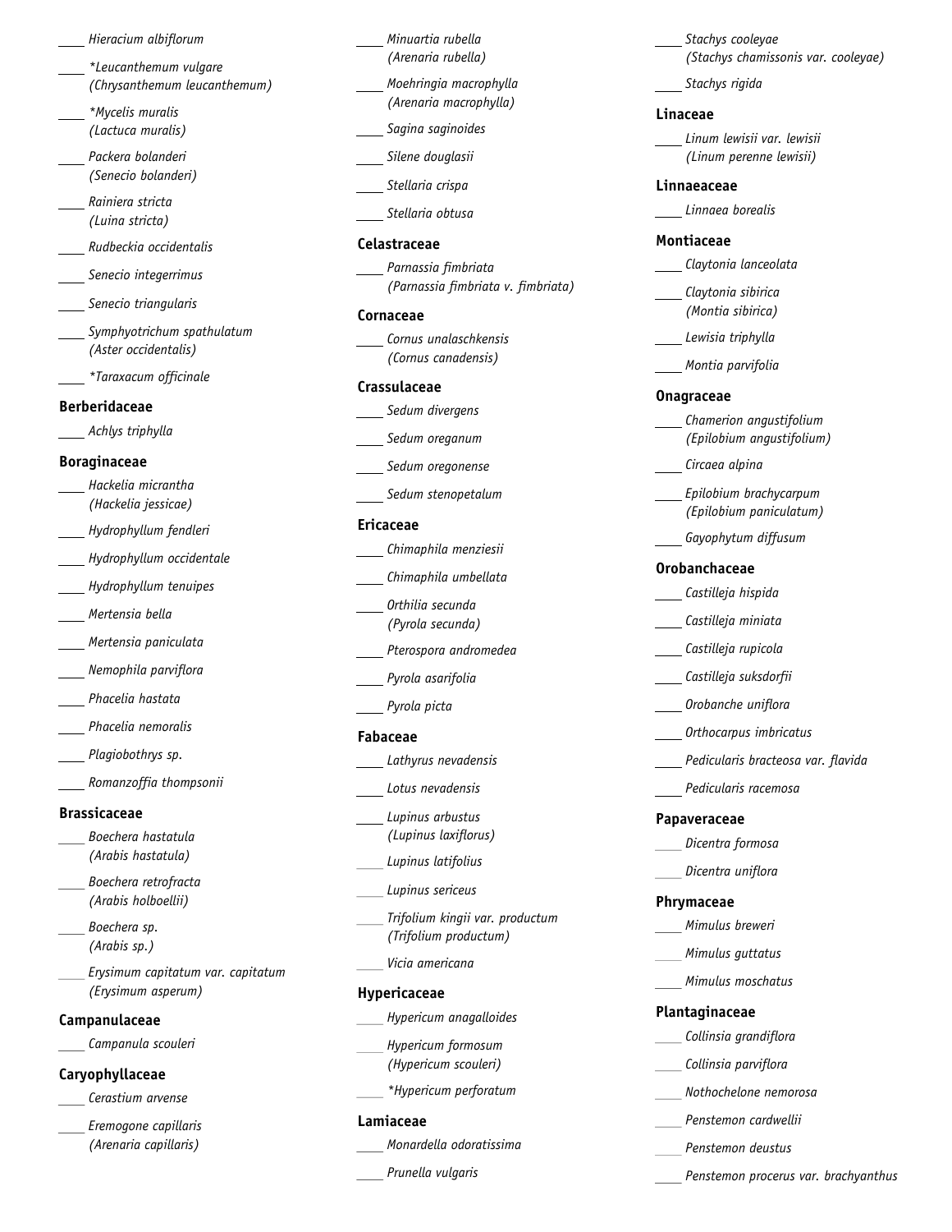____ *Hieracium albiflorum*

____ *\*Leucanthemum vulgare*
*(Chrysanthemum leucanthemum)*

____ *\*Mycelis muralis*
*(Lactuca muralis)*

____ *Packera bolanderi*
*(Senecio bolanderi)*

____ *Rainiera stricta*
*(Luina stricta)*

____ *Rudbeckia occidentalis*

____ *Senecio integerrimus*

____ *Senecio triangularis*

____ *Symphyotrichum spathulatum*
*(Aster occidentalis)*

____ *\*Taraxacum officinale*

**Berberidaceae**

____ *Achlys triphylla*

**Boraginaceae**

____ *Hackelia micrantha*
*(Hackelia jessicae)*

____ *Hydrophyllum fendleri*

____ *Hydrophyllum occidentale*

____ *Hydrophyllum tenuipes*

____ *Mertensia bella*

____ *Mertensia paniculata*

____ *Nemophila parviflora*

____ *Phacelia hastata*

____ *Phacelia nemoralis*

____ *Plagiobothrys sp.*

____ *Romanzoffia thompsonii*

**Brassicaceae**

____ *Boechera hastatula*
*(Arabis hastatula)*

____ *Boechera retrofracta*
*(Arabis holboellii)*

____ *Boechera sp.*
*(Arabis sp.)*

____ *Erysimum capitatum var. capitatum*
*(Erysimum asperum)*

**Campanulaceae**

____ *Campanula scouleri*

**Caryophyllaceae**

____ *Cerastium arvense*

____ *Eremogone capillaris*
*(Arenaria capillaris)*

____ *Minuartia rubella*
*(Arenaria rubella)*

____ *Moehringia macrophylla*
*(Arenaria macrophylla)*

____ *Sagina saginoides*

____ *Silene douglasii*

____ *Stellaria crispa*

____ *Stellaria obtusa*

**Celastraceae**

____ *Parnassia fimbriata*
*(Parnassia fimbriata v. fimbriata)*

**Cornaceae**

____ *Cornus unalaschkensis*
*(Cornus canadensis)*

**Crassulaceae**

____ *Sedum divergens*

____ *Sedum oreganum*

____ *Sedum oregonense*

____ *Sedum stenopetalum*

**Ericaceae**

____ *Chimaphila menziesii*

____ *Chimaphila umbellata*

____ *Orthilia secunda*
*(Pyrola secunda)*

____ *Pterospora andromedea*

____ *Pyrola asarifolia*

____ *Pyrola picta*

**Fabaceae**

____ *Lathyrus nevadensis*

____ *Lotus nevadensis*

____ *Lupinus arbustus*
*(Lupinus laxiflorus)*

____ *Lupinus latifolius*

____ *Lupinus sericeus*

____ *Trifolium kingii var. productum*
*(Trifolium productum)*

____ *Vicia americana*

**Hypericaceae**

____ *Hypericum anagalloides*

____ *Hypericum formosum*
*(Hypericum scouleri)*

____ *\*Hypericum perforatum*

**Lamiaceae**

____ *Monardella odoratissima*

____ *Prunella vulgaris*

____ *Stachys cooleyae*
*(Stachys chamissonis var. cooleyae)*

____ *Stachys rigida*

**Linaceae**

____ *Linum lewisii var. lewisii*
*(Linum perenne lewisii)*

**Linnaeaceae**

____ *Linnaea borealis*

**Montiaceae**

____ *Claytonia lanceolata*

____ *Claytonia sibirica*
*(Montia sibirica)*

____ *Lewisia triphylla*

____ *Montia parvifolia*

**Onagraceae**

____ *Chamerion angustifolium*
*(Epilobium angustifolium)*

____ *Circaea alpina*

____ *Epilobium brachycarpum*
*(Epilobium paniculatum)*

____ *Gayophytum diffusum*

**Orobanchaceae**

____ *Castilleja hispida*

____ *Castilleja miniata*

____ *Castilleja rupicola*

____ *Castilleja suksdorfii*

____ *Orobanche uniflora*

____ *Orthocarpus imbricatus*

____ *Pedicularis bracteosa var. flavida*

____ *Pedicularis racemosa*

**Papaveraceae**

____ *Dicentra formosa*

____ *Dicentra uniflora*

**Phrymaceae**

____ *Mimulus breweri*

____ *Mimulus guttatus*

____ *Mimulus moschatus*

**Plantaginaceae**

____ *Collinsia grandiflora*

____ *Collinsia parviflora*

____ *Nothochelone nemorosa*

____ *Penstemon cardwellii*

____ *Penstemon deustus*

____ *Penstemon procerus var. brachyanthus*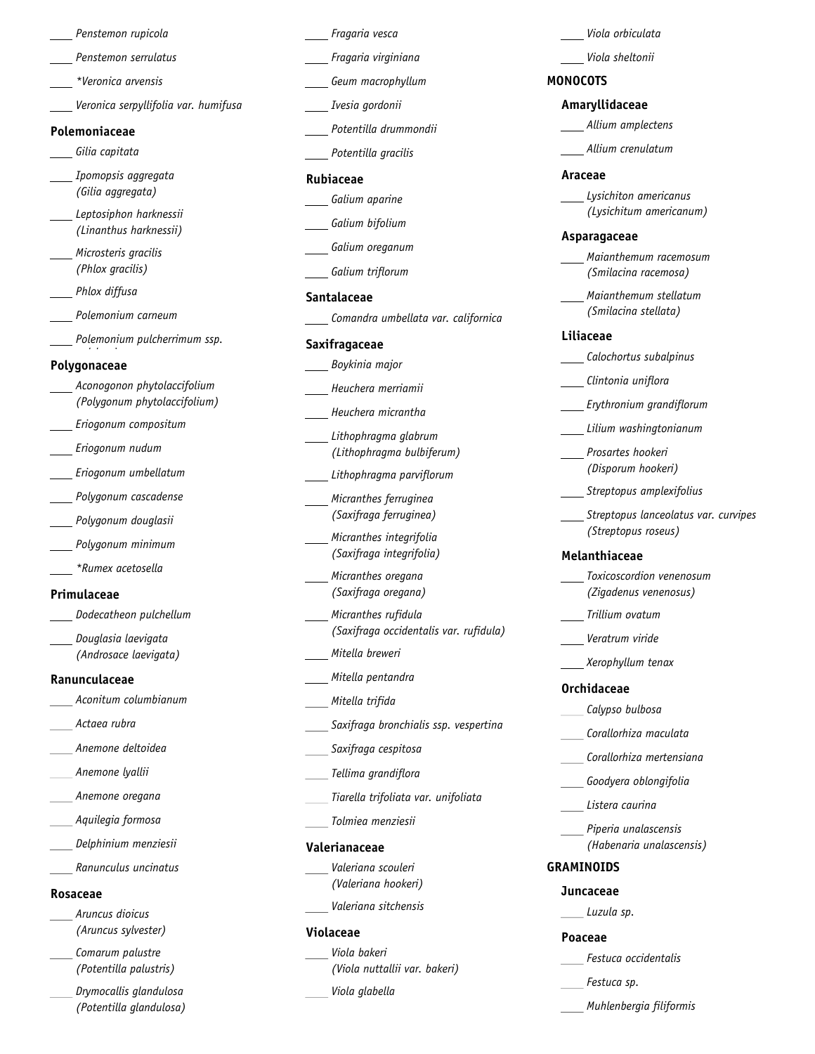____ *Penstemon rupicola*

____ *Penstemon serrulatus*

____ **Veronica arvensis*

____ *Veronica serpyllifolia var. humifusa*

**Polemoniaceae**

____ *Gilia capitata*

____ *Ipomopsis aggregata (Gilia aggregata)*

____ *Leptosiphon harknessii (Linanthus harknessii)*

____ *Microsteris gracilis (Phlox gracilis)*

____ *Phlox diffusa*

____ *Polemonium carneum*

____ *Polemonium pulcherrimum ssp.*

**Polygonaceae**

____ *Aconogonon phytolaccifolium (Polygonum phytolaccifolium)*

____ *Eriogonum compositum*

____ *Eriogonum nudum*

____ *Eriogonum umbellatum*

____ *Polygonum cascadense*

____ *Polygonum douglasii*

____ *Polygonum minimum*

____ **Rumex acetosella*

**Primulaceae**

____ *Dodecatheon pulchellum*

____ *Douglasia laevigata (Androsace laevigata)*

**Ranunculaceae**

____ *Aconitum columbianum*

____ *Actaea rubra*

____ *Anemone deltoidea*

____ *Anemone lyallii*

____ *Anemone oregana*

____ *Aquilegia formosa*

____ *Delphinium menziesii*

____ *Ranunculus uncinatus*

**Rosaceae**

____ *Aruncus dioicus (Aruncus sylvester)*

____ *Comarum palustre (Potentilla palustris)*

____ *Drymocallis glandulosa (Potentilla glandulosa)*

____ *Fragaria vesca*

____ *Fragaria virginiana*

____ *Geum macrophyllum*

____ *Ivesia gordonii*

____ *Potentilla drummondii*

____ *Potentilla gracilis*

**Rubiaceae**

____ *Galium aparine*

____ *Galium bifolium*

____ *Galium oreganum*

____ *Galium triflorum*

**Santalaceae**

____ *Comandra umbellata var. californica*

**Saxifragaceae**

____ *Boykinia major*

____ *Heuchera merriamii*

____ *Heuchera micrantha*

____ *Lithophragma glabrum (Lithophragma bulbiferum)*

____ *Lithophragma parviflorum*

____ *Micranthes ferruginea (Saxifraga ferruginea)*

____ *Micranthes integrifolia (Saxifraga integrifolia)*

____ *Micranthes oregana (Saxifraga oregana)*

____ *Micranthes rufidula (Saxifraga occidentalis var. rufidula)*

____ *Mitella breweri*

____ *Mitella pentandra*

____ *Mitella trifida*

____ *Saxifraga bronchialis ssp. vespertina*

____ *Saxifraga cespitosa*

____ *Tellima grandiflora*

____ *Tiarella trifoliata var. unifoliata*

____ *Tolmiea menziesii*

**Valerianaceae**

____ *Valeriana scouleri (Valeriana hookeri)*

____ *Valeriana sitchensis*

**Violaceae**

____ *Viola bakeri (Viola nuttallii var. bakeri)*

____ *Viola glabella*

____ *Viola orbiculata*

____ *Viola sheltonii*

## MONOCOTS

**Amaryllidaceae**

____ *Allium amplectens*

____ *Allium crenulatum*

**Araceae**

____ *Lysichiton americanus (Lysichitum americanum)*

**Asparagaceae**

____ *Maianthemum racemosum (Smilacina racemosa)*

____ *Maianthemum stellatum (Smilacina stellata)*

**Liliaceae**

____ *Calochortus subalpinus*

____ *Clintonia uniflora*

____ *Erythronium grandiflorum*

____ *Lilium washingtonianum*

____ *Prosartes hookeri (Disporum hookeri)*

____ *Streptopus amplexifolius*

____ *Streptopus lanceolatus var. curvipes (Streptopus roseus)*

**Melanthiaceae**

____ *Toxicoscordion venenosum (Zigadenus venenosus)*

____ *Trillium ovatum*

____ *Veratrum viride*

____ *Xerophyllum tenax*

**Orchidaceae**

____ *Calypso bulbosa*

____ *Corallorhiza maculata*

____ *Corallorhiza mertensiana*

____ *Goodyera oblongifolia*

____ *Listera caurina*

____ *Piperia unalascensis (Habenaria unalascensis)*

## GRAMINOIDS

**Juncaceae**

____ *Luzula sp.*

**Poaceae**

____ *Festuca occidentalis*

____ *Festuca sp.*

____ *Muhlenbergia filiformis*